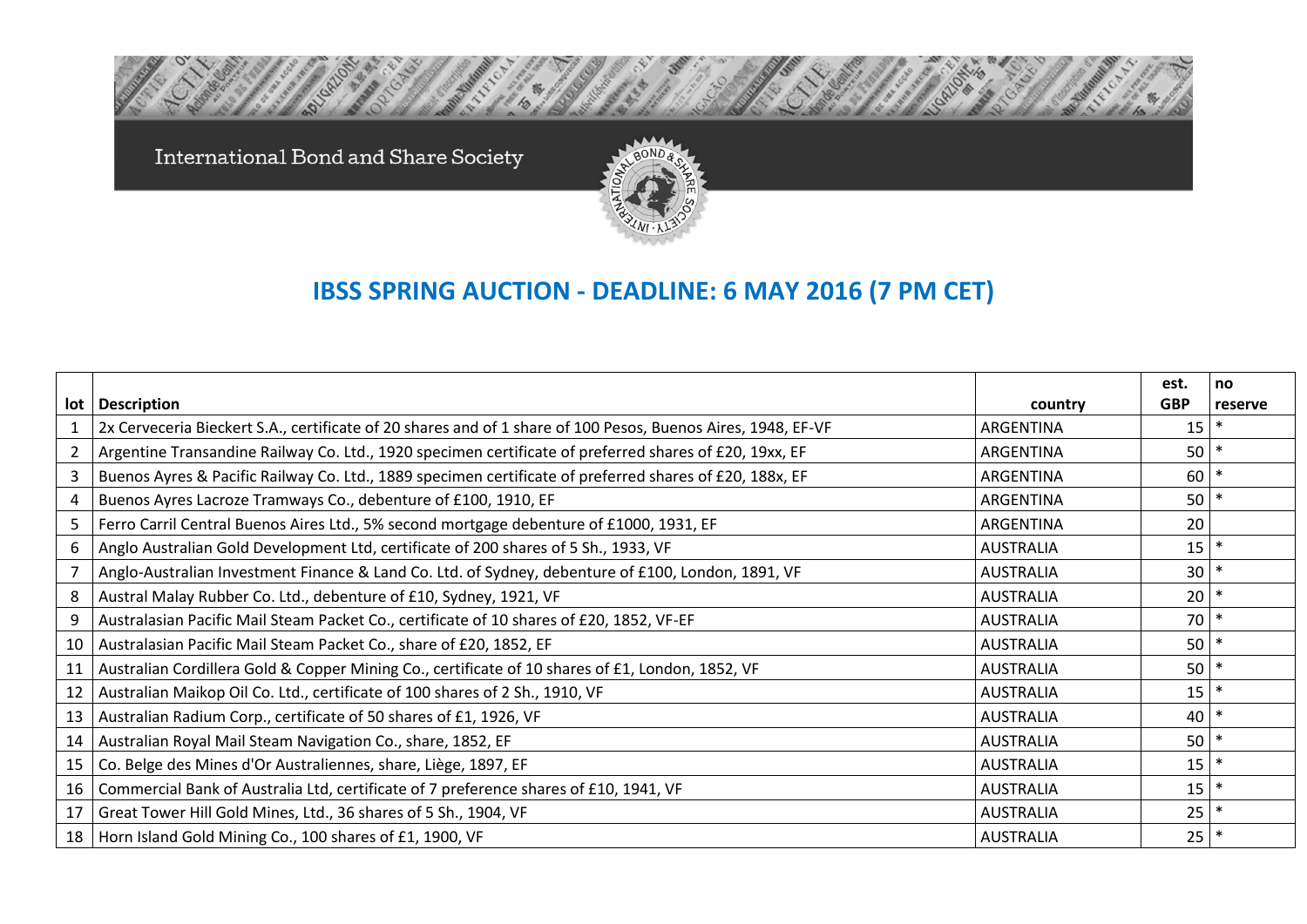International Bond and Share Society

# IBSS SPRING AUCTION - DEADLINE: 6 MAY 2016 (7 PM CET)

| lot | Description | country | est. GBP | no reserve |
|---|---|---|---|---|
| 1 | 2x Cerveceria Bieckert S.A., certificate of 20 shares and of 1 share of 100 Pesos, Buenos Aires, 1948, EF-VF | ARGENTINA | 15 | * |
| 2 | Argentine Transandine Railway Co. Ltd., 1920 specimen certificate of preferred shares of £20, 19xx, EF | ARGENTINA | 50 | * |
| 3 | Buenos Ayres & Pacific Railway Co. Ltd., 1889 specimen certificate of preferred shares of £20, 188x, EF | ARGENTINA | 60 | * |
| 4 | Buenos Ayres Lacroze Tramways Co., debenture of £100, 1910, EF | ARGENTINA | 50 | * |
| 5 | Ferro Carril Central Buenos Aires Ltd., 5% second mortgage debenture of £1000, 1931, EF | ARGENTINA | 20 | |
| 6 | Anglo Australian Gold Development Ltd, certificate of 200 shares of 5 Sh., 1933, VF | AUSTRALIA | 15 | * |
| 7 | Anglo-Australian Investment Finance & Land Co. Ltd. of Sydney, debenture of £100, London, 1891, VF | AUSTRALIA | 30 | * |
| 8 | Austral Malay Rubber Co. Ltd., debenture of £10, Sydney, 1921, VF | AUSTRALIA | 20 | * |
| 9 | Australasian Pacific Mail Steam Packet Co., certificate of 10 shares of £20, 1852, VF-EF | AUSTRALIA | 70 | * |
| 10 | Australasian Pacific Mail Steam Packet Co., share of £20, 1852, EF | AUSTRALIA | 50 | * |
| 11 | Australian Cordillera Gold & Copper Mining Co., certificate of 10 shares of £1, London, 1852, VF | AUSTRALIA | 50 | * |
| 12 | Australian Maikop Oil Co. Ltd., certificate of 100 shares of 2 Sh., 1910, VF | AUSTRALIA | 15 | * |
| 13 | Australian Radium Corp., certificate of 50 shares of £1, 1926, VF | AUSTRALIA | 40 | * |
| 14 | Australian Royal Mail Steam Navigation Co., share, 1852, EF | AUSTRALIA | 50 | * |
| 15 | Co. Belge des Mines d'Or Australiennes, share, Liège, 1897, EF | AUSTRALIA | 15 | * |
| 16 | Commercial Bank of Australia Ltd, certificate of 7 preference shares of £10, 1941, VF | AUSTRALIA | 15 | * |
| 17 | Great Tower Hill Gold Mines, Ltd., 36 shares of 5 Sh., 1904, VF | AUSTRALIA | 25 | * |
| 18 | Horn Island Gold Mining Co., 100 shares of £1, 1900, VF | AUSTRALIA | 25 | * |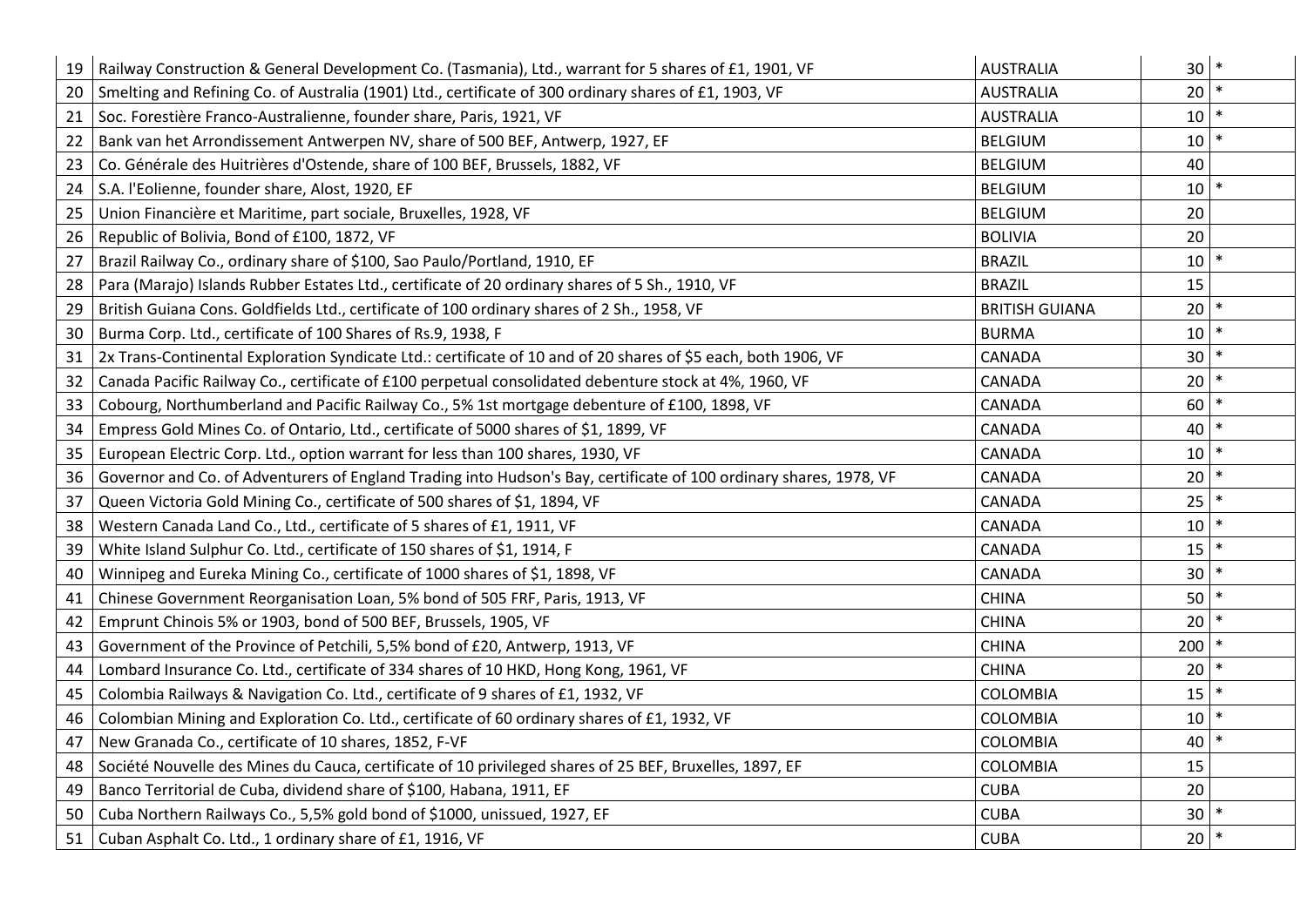| | | | | |
|---|---|---|---|---|
| 19 | Railway Construction & General Development Co. (Tasmania), Ltd., warrant for 5 shares of £1, 1901, VF | AUSTRALIA | 30 | * |
| 20 | Smelting and Refining Co. of Australia (1901) Ltd., certificate of 300 ordinary shares of £1, 1903, VF | AUSTRALIA | 20 | * |
| 21 | Soc. Forestière Franco-Australienne, founder share, Paris, 1921, VF | AUSTRALIA | 10 | * |
| 22 | Bank van het Arrondissement Antwerpen NV, share of 500 BEF, Antwerp, 1927, EF | BELGIUM | 10 | * |
| 23 | Co. Générale des Huitrières d'Ostende, share of 100 BEF, Brussels, 1882, VF | BELGIUM | 40 | |
| 24 | S.A. l'Eolienne, founder share, Alost, 1920, EF | BELGIUM | 10 | * |
| 25 | Union Financière et Maritime, part sociale, Bruxelles, 1928, VF | BELGIUM | 20 | |
| 26 | Republic of Bolivia, Bond of £100, 1872, VF | BOLIVIA | 20 | |
| 27 | Brazil Railway Co., ordinary share of $100, Sao Paulo/Portland, 1910, EF | BRAZIL | 10 | * |
| 28 | Para (Marajo) Islands Rubber Estates Ltd., certificate of 20 ordinary shares of 5 Sh., 1910, VF | BRAZIL | 15 | |
| 29 | British Guiana Cons. Goldfields Ltd., certificate of 100 ordinary shares of 2 Sh., 1958, VF | BRITISH GUIANA | 20 | * |
| 30 | Burma Corp. Ltd., certificate of 100 Shares of Rs.9, 1938, F | BURMA | 10 | * |
| 31 | 2x Trans-Continental Exploration Syndicate Ltd.: certificate of 10 and of 20 shares of $5 each, both 1906, VF | CANADA | 30 | * |
| 32 | Canada Pacific Railway Co., certificate of £100 perpetual consolidated debenture stock at 4%, 1960, VF | CANADA | 20 | * |
| 33 | Cobourg, Northumberland and Pacific Railway Co., 5% 1st mortgage debenture of £100, 1898, VF | CANADA | 60 | * |
| 34 | Empress Gold Mines Co. of Ontario, Ltd., certificate of 5000 shares of $1, 1899, VF | CANADA | 40 | * |
| 35 | European Electric Corp. Ltd., option warrant for less than 100 shares, 1930, VF | CANADA | 10 | * |
| 36 | Governor and Co. of Adventurers of England Trading into Hudson's Bay, certificate of 100 ordinary shares, 1978, VF | CANADA | 20 | * |
| 37 | Queen Victoria Gold Mining Co., certificate of 500 shares of $1, 1894, VF | CANADA | 25 | * |
| 38 | Western Canada Land Co., Ltd., certificate of 5 shares of £1, 1911, VF | CANADA | 10 | * |
| 39 | White Island Sulphur Co. Ltd., certificate of 150 shares of $1, 1914, F | CANADA | 15 | * |
| 40 | Winnipeg and Eureka Mining Co., certificate of 1000 shares of $1, 1898, VF | CANADA | 30 | * |
| 41 | Chinese Government Reorganisation Loan, 5% bond of 505 FRF, Paris, 1913, VF | CHINA | 50 | * |
| 42 | Emprunt Chinois 5% or 1903, bond of 500 BEF, Brussels, 1905, VF | CHINA | 20 | * |
| 43 | Government of the Province of Petchili, 5,5% bond of £20, Antwerp, 1913, VF | CHINA | 200 | * |
| 44 | Lombard Insurance Co. Ltd., certificate of 334 shares of 10 HKD, Hong Kong, 1961, VF | CHINA | 20 | * |
| 45 | Colombia Railways & Navigation Co. Ltd., certificate of 9 shares of £1, 1932, VF | COLOMBIA | 15 | * |
| 46 | Colombian Mining and Exploration Co. Ltd., certificate of 60 ordinary shares of £1, 1932, VF | COLOMBIA | 10 | * |
| 47 | New Granada Co., certificate of 10 shares, 1852, F-VF | COLOMBIA | 40 | * |
| 48 | Société Nouvelle des Mines du Cauca, certificate of 10 privileged shares of 25 BEF, Bruxelles, 1897, EF | COLOMBIA | 15 | |
| 49 | Banco Territorial de Cuba, dividend share of $100, Habana, 1911, EF | CUBA | 20 | |
| 50 | Cuba Northern Railways Co., 5,5% gold bond of $1000, unissued, 1927, EF | CUBA | 30 | * |
| 51 | Cuban Asphalt Co. Ltd., 1 ordinary share of £1, 1916, VF | CUBA | 20 | * |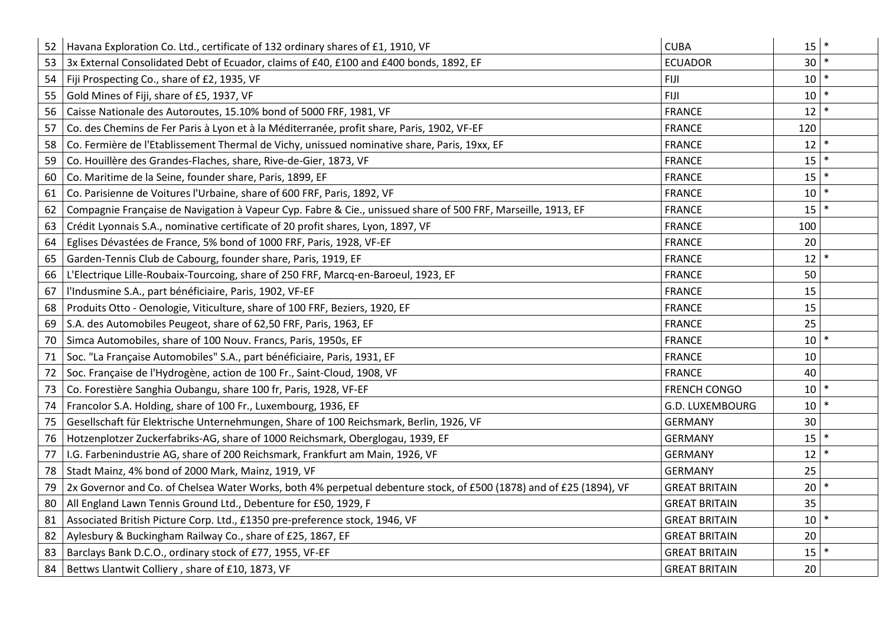| | | | | |
|---|---|---|---|---|
| 52 | Havana Exploration Co. Ltd., certificate of 132 ordinary shares of £1, 1910, VF | CUBA | 15 | * |
| 53 | 3x External Consolidated Debt of Ecuador, claims of £40, £100 and £400 bonds, 1892, EF | ECUADOR | 30 | * |
| 54 | Fiji Prospecting Co., share of £2, 1935, VF | FIJI | 10 | * |
| 55 | Gold Mines of Fiji, share of £5, 1937, VF | FIJI | 10 | * |
| 56 | Caisse Nationale des Autoroutes, 15.10% bond of 5000 FRF, 1981, VF | FRANCE | 12 | * |
| 57 | Co. des Chemins de Fer Paris à Lyon et à la Méditerranée, profit share, Paris, 1902, VF-EF | FRANCE | 120 | |
| 58 | Co. Fermière de l'Etablissement Thermal de Vichy, unissued nominative share, Paris, 19xx, EF | FRANCE | 12 | * |
| 59 | Co. Houillère des Grandes-Flaches, share, Rive-de-Gier, 1873, VF | FRANCE | 15 | * |
| 60 | Co. Maritime de la Seine, founder share, Paris, 1899, EF | FRANCE | 15 | * |
| 61 | Co. Parisienne de Voitures l'Urbaine, share of 600 FRF, Paris, 1892, VF | FRANCE | 10 | * |
| 62 | Compagnie Française de Navigation à Vapeur Cyp. Fabre & Cie., unissued share of 500 FRF, Marseille, 1913, EF | FRANCE | 15 | * |
| 63 | Crédit Lyonnais S.A., nominative certificate of 20 profit shares, Lyon, 1897, VF | FRANCE | 100 | |
| 64 | Eglises Dévastées de France, 5% bond of 1000 FRF, Paris, 1928, VF-EF | FRANCE | 20 | |
| 65 | Garden-Tennis Club de Cabourg, founder share, Paris, 1919, EF | FRANCE | 12 | * |
| 66 | L'Electrique Lille-Roubaix-Tourcoing, share of 250 FRF, Marcq-en-Baroeul, 1923, EF | FRANCE | 50 | |
| 67 | l'Indusmine S.A., part bénéficiaire, Paris, 1902, VF-EF | FRANCE | 15 | |
| 68 | Produits Otto - Oenologie, Viticulture, share of 100 FRF, Beziers, 1920, EF | FRANCE | 15 | |
| 69 | S.A. des Automobiles Peugeot, share of 62,50 FRF, Paris, 1963, EF | FRANCE | 25 | |
| 70 | Simca Automobiles, share of 100 Nouv. Francs, Paris, 1950s, EF | FRANCE | 10 | * |
| 71 | Soc. "La Française Automobiles" S.A., part bénéficiaire, Paris, 1931, EF | FRANCE | 10 | |
| 72 | Soc. Française de l'Hydrogène, action de 100 Fr., Saint-Cloud, 1908, VF | FRANCE | 40 | |
| 73 | Co. Forestière Sanghia Oubangu, share 100 fr, Paris, 1928, VF-EF | FRENCH CONGO | 10 | * |
| 74 | Francolor S.A. Holding, share of 100 Fr., Luxembourg, 1936, EF | G.D. LUXEMBOURG | 10 | * |
| 75 | Gesellschaft für Elektrische Unternehmungen, Share of 100 Reichsmark, Berlin, 1926, VF | GERMANY | 30 | |
| 76 | Hotzenplotzer Zuckerfabriks-AG, share of 1000 Reichsmark, Oberglogau, 1939, EF | GERMANY | 15 | * |
| 77 | I.G. Farbenindustrie AG, share of 200 Reichsmark, Frankfurt am Main, 1926, VF | GERMANY | 12 | * |
| 78 | Stadt Mainz, 4% bond of 2000 Mark, Mainz, 1919, VF | GERMANY | 25 | |
| 79 | 2x Governor and Co. of Chelsea Water Works, both 4% perpetual debenture stock, of £500 (1878) and of £25 (1894), VF | GREAT BRITAIN | 20 | * |
| 80 | All England Lawn Tennis Ground Ltd., Debenture for £50, 1929, F | GREAT BRITAIN | 35 | |
| 81 | Associated British Picture Corp. Ltd., £1350 pre-preference stock, 1946, VF | GREAT BRITAIN | 10 | * |
| 82 | Aylesbury & Buckingham Railway Co., share of £25, 1867, EF | GREAT BRITAIN | 20 | |
| 83 | Barclays Bank D.C.O., ordinary stock of £77, 1955, VF-EF | GREAT BRITAIN | 15 | * |
| 84 | Bettws Llantwit Colliery , share of £10, 1873, VF | GREAT BRITAIN | 20 | |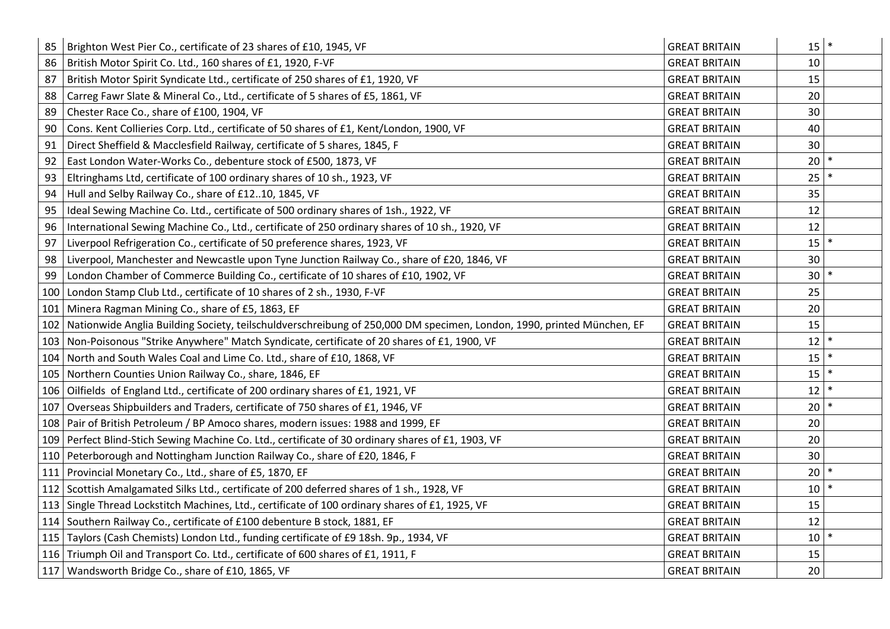| | | | | |
|---|---|---|---|---|
| 85 | Brighton West Pier Co., certificate of 23 shares of £10, 1945, VF | GREAT BRITAIN | 15 | * |
| 86 | British Motor Spirit Co. Ltd., 160 shares of £1, 1920, F-VF | GREAT BRITAIN | 10 | |
| 87 | British Motor Spirit Syndicate Ltd., certificate of 250 shares of £1, 1920, VF | GREAT BRITAIN | 15 | |
| 88 | Carreg Fawr Slate & Mineral Co., Ltd., certificate of 5 shares of £5, 1861, VF | GREAT BRITAIN | 20 | |
| 89 | Chester Race Co., share of £100, 1904, VF | GREAT BRITAIN | 30 | |
| 90 | Cons. Kent Collieries Corp. Ltd., certificate of 50 shares of £1, Kent/London, 1900, VF | GREAT BRITAIN | 40 | |
| 91 | Direct Sheffield & Macclesfield Railway, certificate of 5 shares, 1845, F | GREAT BRITAIN | 30 | |
| 92 | East London Water-Works Co., debenture stock of £500, 1873, VF | GREAT BRITAIN | 20 | * |
| 93 | Eltringhams Ltd, certificate of 100 ordinary shares of 10 sh., 1923, VF | GREAT BRITAIN | 25 | * |
| 94 | Hull and Selby Railway Co., share of £12..10, 1845, VF | GREAT BRITAIN | 35 | |
| 95 | Ideal Sewing Machine Co. Ltd., certificate of 500 ordinary shares of 1sh., 1922, VF | GREAT BRITAIN | 12 | |
| 96 | International Sewing Machine Co., Ltd., certificate of 250 ordinary shares of 10 sh., 1920, VF | GREAT BRITAIN | 12 | |
| 97 | Liverpool Refrigeration Co., certificate of 50 preference shares, 1923, VF | GREAT BRITAIN | 15 | * |
| 98 | Liverpool, Manchester and Newcastle upon Tyne Junction Railway Co., share of £20, 1846, VF | GREAT BRITAIN | 30 | |
| 99 | London Chamber of Commerce Building Co., certificate of 10 shares of £10, 1902, VF | GREAT BRITAIN | 30 | * |
| 100 | London Stamp Club Ltd., certificate of 10 shares of 2 sh., 1930, F-VF | GREAT BRITAIN | 25 | |
| 101 | Minera Ragman Mining Co., share of £5, 1863, EF | GREAT BRITAIN | 20 | |
| 102 | Nationwide Anglia Building Society, teilschuldverschreibung of 250,000 DM specimen, London, 1990, printed München, EF | GREAT BRITAIN | 15 | |
| 103 | Non-Poisonous "Strike Anywhere" Match Syndicate, certificate of 20 shares of £1, 1900, VF | GREAT BRITAIN | 12 | * |
| 104 | North and South Wales Coal and Lime Co. Ltd., share of £10, 1868, VF | GREAT BRITAIN | 15 | * |
| 105 | Northern Counties Union Railway Co., share, 1846, EF | GREAT BRITAIN | 15 | * |
| 106 | Oilfields of England Ltd., certificate of 200 ordinary shares of £1, 1921, VF | GREAT BRITAIN | 12 | * |
| 107 | Overseas Shipbuilders and Traders, certificate of 750 shares of £1, 1946, VF | GREAT BRITAIN | 20 | * |
| 108 | Pair of British Petroleum / BP Amoco shares, modern issues: 1988 and 1999, EF | GREAT BRITAIN | 20 | |
| 109 | Perfect Blind-Stich Sewing Machine Co. Ltd., certificate of 30 ordinary shares of £1, 1903, VF | GREAT BRITAIN | 20 | |
| 110 | Peterborough and Nottingham Junction Railway Co., share of £20, 1846, F | GREAT BRITAIN | 30 | |
| 111 | Provincial Monetary Co., Ltd., share of £5, 1870, EF | GREAT BRITAIN | 20 | * |
| 112 | Scottish Amalgamated Silks Ltd., certificate of 200 deferred shares of 1 sh., 1928, VF | GREAT BRITAIN | 10 | * |
| 113 | Single Thread Lockstitch Machines, Ltd., certificate of 100 ordinary shares of £1, 1925, VF | GREAT BRITAIN | 15 | |
| 114 | Southern Railway Co., certificate of £100 debenture B stock, 1881, EF | GREAT BRITAIN | 12 | |
| 115 | Taylors (Cash Chemists) London Ltd., funding certificate of £9 18sh. 9p., 1934, VF | GREAT BRITAIN | 10 | * |
| 116 | Triumph Oil and Transport Co. Ltd., certificate of 600 shares of £1, 1911, F | GREAT BRITAIN | 15 | |
| 117 | Wandsworth Bridge Co., share of £10, 1865, VF | GREAT BRITAIN | 20 | |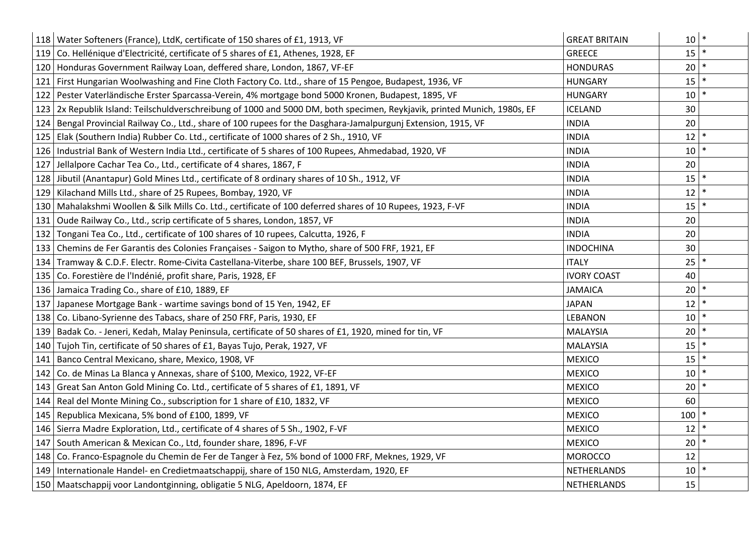| | | | | |
|---|---|---|---|---|
| 118 | Water Softeners (France), LtdK, certificate of 150 shares of £1, 1913, VF | GREAT BRITAIN | 10 | * |
| 119 | Co. Hellénique d'Electricité, certificate of 5 shares of £1, Athenes, 1928, EF | GREECE | 15 | * |
| 120 | Honduras Government Railway Loan, deffered share, London, 1867, VF-EF | HONDURAS | 20 | * |
| 121 | First Hungarian Woolwashing and Fine Cloth Factory Co. Ltd., share of 15 Pengoe, Budapest, 1936, VF | HUNGARY | 15 | * |
| 122 | Pester Vaterländische Erster Sparcassa-Verein, 4% mortgage bond 5000 Kronen, Budapest, 1895, VF | HUNGARY | 10 | * |
| 123 | 2x Republik Island: Teilschuldverschreibung of 1000 and 5000 DM, both specimen, Reykjavik, printed Munich, 1980s, EF | ICELAND | 30 | |
| 124 | Bengal Provincial Railway Co., Ltd., share of 100 rupees for the Dasghara-Jamalpurgunj Extension, 1915, VF | INDIA | 20 | |
| 125 | Elak (Southern India) Rubber Co. Ltd., certificate of 1000 shares of 2 Sh., 1910, VF | INDIA | 12 | * |
| 126 | Industrial Bank of Western India Ltd., certificate of 5 shares of 100 Rupees, Ahmedabad, 1920, VF | INDIA | 10 | * |
| 127 | Jellalpore Cachar Tea Co., Ltd., certificate of 4 shares, 1867, F | INDIA | 20 | |
| 128 | Jibutil (Anantapur) Gold Mines Ltd., certificate of 8 ordinary shares of 10 Sh., 1912, VF | INDIA | 15 | * |
| 129 | Kilachand Mills Ltd., share of 25 Rupees, Bombay, 1920, VF | INDIA | 12 | * |
| 130 | Mahalakshmi Woollen & Silk Mills Co. Ltd., certificate of 100 deferred shares of 10 Rupees, 1923, F-VF | INDIA | 15 | * |
| 131 | Oude Railway Co., Ltd., scrip certificate of 5 shares, London, 1857, VF | INDIA | 20 | |
| 132 | Tongani Tea Co., Ltd., certificate of 100 shares of 10 rupees, Calcutta, 1926, F | INDIA | 20 | |
| 133 | Chemins de Fer Garantis des Colonies Françaises - Saigon to Mytho, share of 500 FRF, 1921, EF | INDOCHINA | 30 | |
| 134 | Tramway & C.D.F. Electr. Rome-Civita Castellana-Viterbe, share 100 BEF, Brussels, 1907, VF | ITALY | 25 | * |
| 135 | Co. Forestière de l'Indénié, profit share, Paris, 1928, EF | IVORY COAST | 40 | |
| 136 | Jamaica Trading Co., share of £10, 1889, EF | JAMAICA | 20 | * |
| 137 | Japanese Mortgage Bank - wartime savings bond of 15 Yen, 1942, EF | JAPAN | 12 | * |
| 138 | Co. Libano-Syrienne des Tabacs, share of 250 FRF, Paris, 1930, EF | LEBANON | 10 | * |
| 139 | Badak Co. - Jeneri, Kedah, Malay Peninsula, certificate of 50 shares of £1, 1920, mined for tin, VF | MALAYSIA | 20 | * |
| 140 | Tujoh Tin, certificate of 50 shares of £1, Bayas Tujo, Perak, 1927, VF | MALAYSIA | 15 | * |
| 141 | Banco Central Mexicano, share, Mexico, 1908, VF | MEXICO | 15 | * |
| 142 | Co. de Minas La Blanca y Annexas, share of $100, Mexico, 1922, VF-EF | MEXICO | 10 | * |
| 143 | Great San Anton Gold Mining Co. Ltd., certificate of 5 shares of £1, 1891, VF | MEXICO | 20 | * |
| 144 | Real del Monte Mining Co., subscription for 1 share of £10, 1832, VF | MEXICO | 60 | |
| 145 | Republica Mexicana, 5% bond of £100, 1899, VF | MEXICO | 100 | * |
| 146 | Sierra Madre Exploration, Ltd., certificate of 4 shares of 5 Sh., 1902, F-VF | MEXICO | 12 | * |
| 147 | South American & Mexican Co., Ltd, founder share, 1896, F-VF | MEXICO | 20 | * |
| 148 | Co. Franco-Espagnole du Chemin de Fer de Tanger à Fez, 5% bond of 1000 FRF, Meknes, 1929, VF | MOROCCO | 12 | |
| 149 | Internationale Handel- en Credietmaatschappij, share of 150 NLG, Amsterdam, 1920, EF | NETHERLANDS | 10 | * |
| 150 | Maatschappij voor Landontginning, obligatie 5 NLG, Apeldoorn, 1874, EF | NETHERLANDS | 15 | |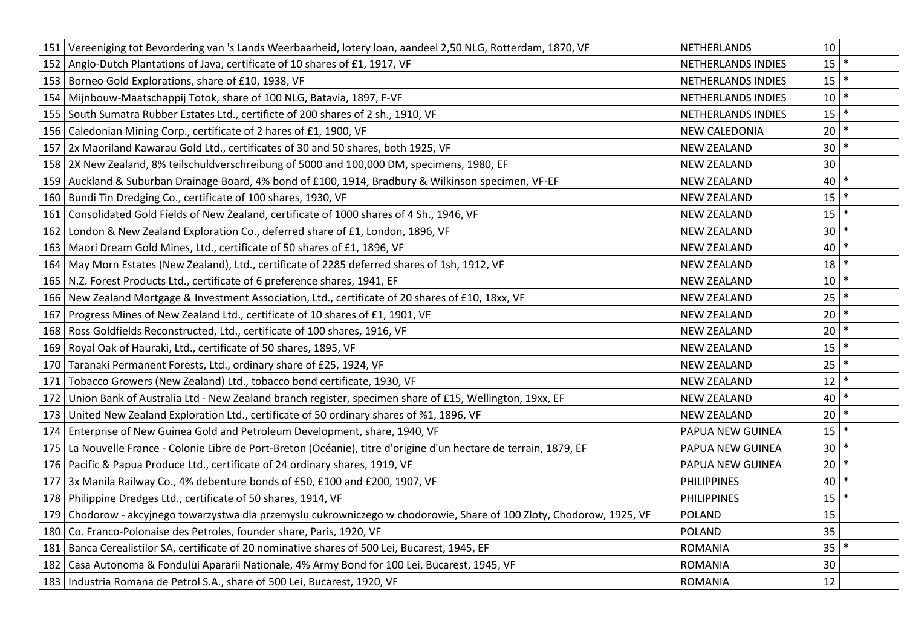| | | | | |
|---|---|---|---|---|
| 151 | Vereeniging tot Bevordering van 's Lands Weerbaarheid, lotery loan, aandeel 2,50 NLG, Rotterdam, 1870, VF | NETHERLANDS | 10 | |
| 152 | Anglo-Dutch Plantations of Java, certificate of 10 shares of £1, 1917, VF | NETHERLANDS INDIES | 15 | * |
| 153 | Borneo Gold Explorations, share of £10, 1938, VF | NETHERLANDS INDIES | 15 | * |
| 154 | Mijnbouw-Maatschappij Totok, share of 100 NLG, Batavia, 1897, F-VF | NETHERLANDS INDIES | 10 | * |
| 155 | South Sumatra Rubber Estates Ltd., certificte of 200 shares of 2 sh., 1910, VF | NETHERLANDS INDIES | 15 | * |
| 156 | Caledonian Mining Corp., certificate of 2 hares of £1, 1900, VF | NEW CALEDONIA | 20 | * |
| 157 | 2x Maoriland Kawarau Gold Ltd., certificates of 30 and 50 shares, both 1925, VF | NEW ZEALAND | 30 | * |
| 158 | 2X New Zealand, 8% teilschuldverschreibung of 5000 and 100,000 DM, specimens, 1980, EF | NEW ZEALAND | 30 | |
| 159 | Auckland & Suburban Drainage Board, 4% bond of £100, 1914, Bradbury & Wilkinson specimen, VF-EF | NEW ZEALAND | 40 | * |
| 160 | Bundi Tin Dredging Co., certificate of 100 shares, 1930, VF | NEW ZEALAND | 15 | * |
| 161 | Consolidated Gold Fields of New Zealand, certificate of 1000 shares of 4 Sh., 1946, VF | NEW ZEALAND | 15 | * |
| 162 | London & New Zealand Exploration Co., deferred share of £1, London, 1896, VF | NEW ZEALAND | 30 | * |
| 163 | Maori Dream Gold Mines, Ltd., certificate of 50 shares of £1, 1896, VF | NEW ZEALAND | 40 | * |
| 164 | May Morn Estates (New Zealand), Ltd., certificate of 2285 deferred shares of 1sh, 1912, VF | NEW ZEALAND | 18 | * |
| 165 | N.Z. Forest Products Ltd., certificate of 6 preference shares, 1941, EF | NEW ZEALAND | 10 | * |
| 166 | New Zealand Mortgage & Investment Association, Ltd., certificate of 20 shares of £10, 18xx, VF | NEW ZEALAND | 25 | * |
| 167 | Progress Mines of New Zealand Ltd., certificate of 10 shares of £1, 1901, VF | NEW ZEALAND | 20 | * |
| 168 | Ross Goldfields Reconstructed, Ltd., certificate of 100 shares, 1916, VF | NEW ZEALAND | 20 | * |
| 169 | Royal Oak of Hauraki, Ltd., certificate of 50 shares, 1895, VF | NEW ZEALAND | 15 | * |
| 170 | Taranaki Permanent Forests, Ltd., ordinary share of £25, 1924, VF | NEW ZEALAND | 25 | * |
| 171 | Tobacco Growers (New Zealand) Ltd., tobacco bond certificate, 1930, VF | NEW ZEALAND | 12 | * |
| 172 | Union Bank of Australia Ltd - New Zealand branch register, specimen share of £15, Wellington, 19xx, EF | NEW ZEALAND | 40 | * |
| 173 | United New Zealand Exploration Ltd., certificate of 50 ordinary shares of %1, 1896, VF | NEW ZEALAND | 20 | * |
| 174 | Enterprise of New Guinea Gold and Petroleum Development, share, 1940, VF | PAPUA NEW GUINEA | 15 | * |
| 175 | La Nouvelle France - Colonie Libre de Port-Breton (Océanie), titre d'origine d'un hectare de terrain, 1879, EF | PAPUA NEW GUINEA | 30 | * |
| 176 | Pacific & Papua Produce Ltd., certificate of 24 ordinary shares, 1919, VF | PAPUA NEW GUINEA | 20 | * |
| 177 | 3x Manila Railway Co., 4% debenture bonds of £50, £100 and £200, 1907, VF | PHILIPPINES | 40 | * |
| 178 | Philippine Dredges Ltd., certificate of 50 shares, 1914, VF | PHILIPPINES | 15 | * |
| 179 | Chodorow - akcyjnego towarzystwa dla przemyslu cukrowniczego w chodorowie, Share of 100 Zloty, Chodorow, 1925, VF | POLAND | 15 | |
| 180 | Co. Franco-Polonaise des Petroles, founder share, Paris, 1920, VF | POLAND | 35 | |
| 181 | Banca Cerealistilor SA, certificate of 20 nominative shares of 500 Lei, Bucarest, 1945, EF | ROMANIA | 35 | * |
| 182 | Casa Autonoma & Fondului Apararii Nationale, 4% Army Bond for 100 Lei, Bucarest, 1945, VF | ROMANIA | 30 | |
| 183 | Industria Romana de Petrol S.A., share of 500 Lei, Bucarest, 1920, VF | ROMANIA | 12 | |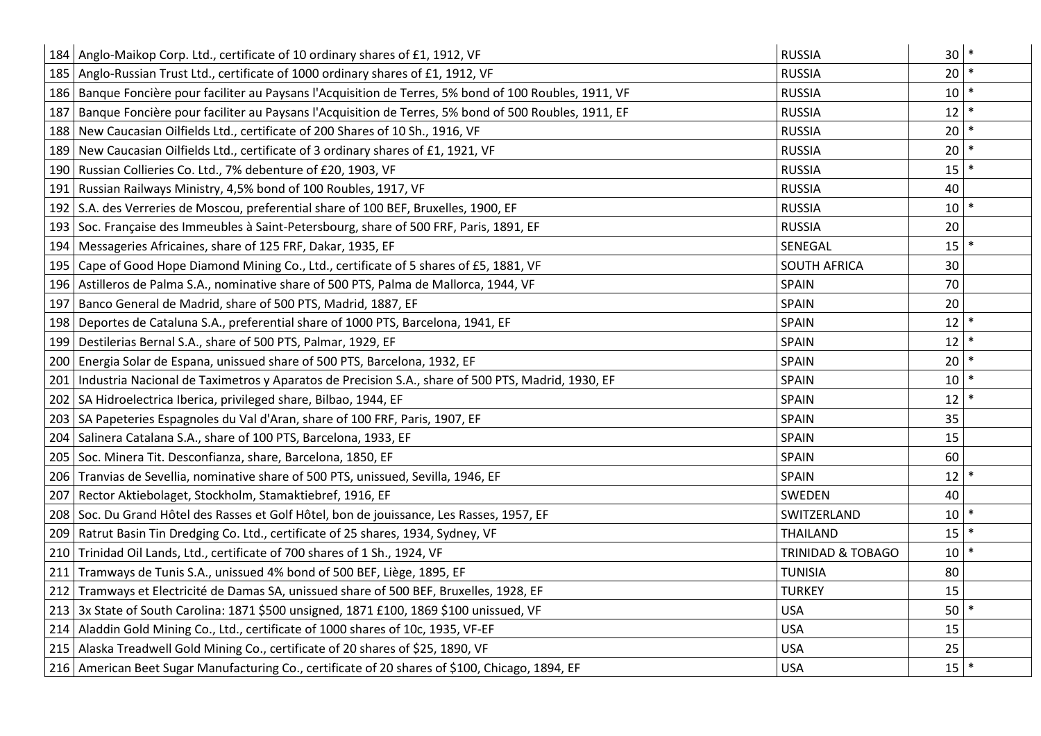| 184 | Anglo-Maikop Corp. Ltd., certificate of 10 ordinary shares of £1, 1912, VF | RUSSIA | 30 | * |
|---|---|---|---|---|
| 185 | Anglo-Russian Trust Ltd., certificate of 1000 ordinary shares of £1, 1912, VF | RUSSIA | 20 | * |
| 186 | Banque Foncière pour faciliter au Paysans l'Acquisition de Terres, 5% bond of 100 Roubles, 1911, VF | RUSSIA | 10 | * |
| 187 | Banque Foncière pour faciliter au Paysans l'Acquisition de Terres, 5% bond of 500 Roubles, 1911, EF | RUSSIA | 12 | * |
| 188 | New Caucasian Oilfields Ltd., certificate of 200 Shares of 10 Sh., 1916, VF | RUSSIA | 20 | * |
| 189 | New Caucasian Oilfields Ltd., certificate of 3 ordinary shares of £1, 1921, VF | RUSSIA | 20 | * |
| 190 | Russian Collieries Co. Ltd., 7% debenture of £20, 1903, VF | RUSSIA | 15 | * |
| 191 | Russian Railways Ministry, 4,5% bond of 100 Roubles, 1917, VF | RUSSIA | 40 | |
| 192 | S.A. des Verreries de Moscou, preferential share of 100 BEF, Bruxelles, 1900, EF | RUSSIA | 10 | * |
| 193 | Soc. Française des Immeubles à Saint-Petersbourg, share of 500 FRF, Paris, 1891, EF | RUSSIA | 20 | |
| 194 | Messageries Africaines, share of 125 FRF, Dakar, 1935, EF | SENEGAL | 15 | * |
| 195 | Cape of Good Hope Diamond Mining Co., Ltd., certificate of 5 shares of £5, 1881, VF | SOUTH AFRICA | 30 | |
| 196 | Astilleros de Palma S.A., nominative share of 500 PTS, Palma de Mallorca, 1944, VF | SPAIN | 70 | |
| 197 | Banco General de Madrid, share of 500 PTS, Madrid, 1887, EF | SPAIN | 20 | |
| 198 | Deportes de Cataluna S.A., preferential share of 1000 PTS, Barcelona, 1941, EF | SPAIN | 12 | * |
| 199 | Destilerias Bernal S.A., share of 500 PTS, Palmar, 1929, EF | SPAIN | 12 | * |
| 200 | Energia Solar de Espana, unissued share of 500 PTS, Barcelona, 1932, EF | SPAIN | 20 | * |
| 201 | Industria Nacional de Taximetros y Aparatos de Precision S.A., share of 500 PTS, Madrid, 1930, EF | SPAIN | 10 | * |
| 202 | SA Hidroelectrica Iberica, privileged share, Bilbao, 1944, EF | SPAIN | 12 | * |
| 203 | SA Papeteries Espagnoles du Val d'Aran, share of 100 FRF, Paris, 1907, EF | SPAIN | 35 | |
| 204 | Salinera Catalana S.A., share of 100 PTS, Barcelona, 1933, EF | SPAIN | 15 | |
| 205 | Soc. Minera Tit. Desconfianza, share, Barcelona, 1850, EF | SPAIN | 60 | |
| 206 | Tranvias de Sevellia, nominative share of 500 PTS, unissued, Sevilla, 1946, EF | SPAIN | 12 | * |
| 207 | Rector Aktiebolaget, Stockholm, Stamaktiebref, 1916, EF | SWEDEN | 40 | |
| 208 | Soc. Du Grand Hôtel des Rasses et Golf Hôtel, bon de jouissance, Les Rasses, 1957, EF | SWITZERLAND | 10 | * |
| 209 | Ratrut Basin Tin Dredging Co. Ltd., certificate of 25 shares, 1934, Sydney, VF | THAILAND | 15 | * |
| 210 | Trinidad Oil Lands, Ltd., certificate of 700 shares of 1 Sh., 1924, VF | TRINIDAD & TOBAGO | 10 | * |
| 211 | Tramways de Tunis S.A., unissued 4% bond of 500 BEF, Liège, 1895, EF | TUNISIA | 80 | |
| 212 | Tramways et Electricité de Damas SA, unissued share of 500 BEF, Bruxelles, 1928, EF | TURKEY | 15 | |
| 213 | 3x State of South Carolina: 1871 $500 unsigned, 1871 £100, 1869 $100 unissued, VF | USA | 50 | * |
| 214 | Aladdin Gold Mining Co., Ltd., certificate of 1000 shares of 10c, 1935, VF-EF | USA | 15 | |
| 215 | Alaska Treadwell Gold Mining Co., certificate of 20 shares of $25, 1890, VF | USA | 25 | |
| 216 | American Beet Sugar Manufacturing Co., certificate of 20 shares of $100, Chicago, 1894, EF | USA | 15 | * |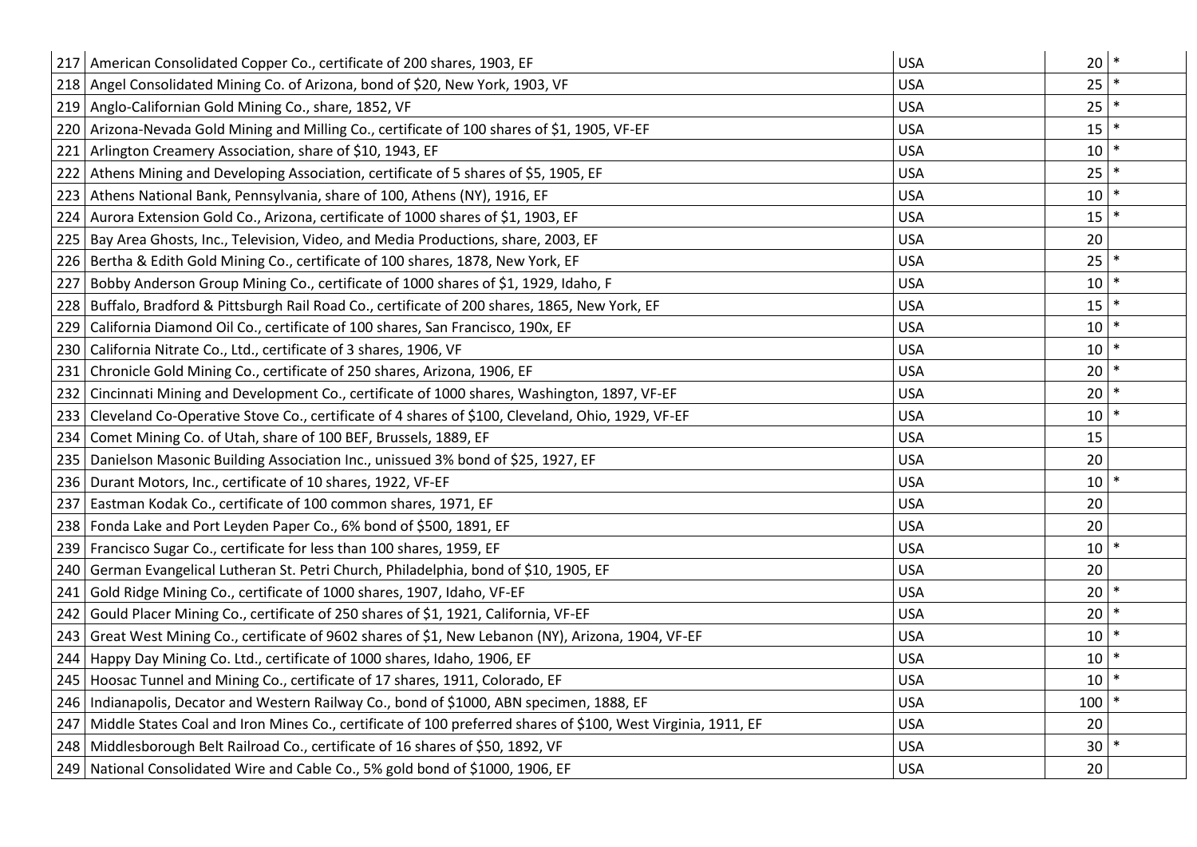| | | | | |
|---|---|---|---|---|
| 217 | American Consolidated Copper Co., certificate of 200 shares, 1903, EF | USA | 20 | * |
| 218 | Angel Consolidated Mining Co. of Arizona, bond of $20, New York, 1903, VF | USA | 25 | * |
| 219 | Anglo-Californian Gold Mining Co., share, 1852, VF | USA | 25 | * |
| 220 | Arizona-Nevada Gold Mining and Milling Co., certificate of 100 shares of $1, 1905, VF-EF | USA | 15 | * |
| 221 | Arlington Creamery Association, share of $10, 1943, EF | USA | 10 | * |
| 222 | Athens Mining and Developing Association, certificate of 5 shares of $5, 1905, EF | USA | 25 | * |
| 223 | Athens National Bank, Pennsylvania, share of 100, Athens (NY), 1916, EF | USA | 10 | * |
| 224 | Aurora Extension Gold Co., Arizona, certificate of 1000 shares of $1, 1903, EF | USA | 15 | * |
| 225 | Bay Area Ghosts, Inc., Television, Video, and Media Productions, share, 2003, EF | USA | 20 | |
| 226 | Bertha & Edith Gold Mining Co., certificate of 100 shares, 1878, New York, EF | USA | 25 | * |
| 227 | Bobby Anderson Group Mining Co., certificate of 1000 shares of $1, 1929, Idaho, F | USA | 10 | * |
| 228 | Buffalo, Bradford & Pittsburgh Rail Road Co., certificate of 200 shares, 1865, New York, EF | USA | 15 | * |
| 229 | California Diamond Oil Co., certificate of 100 shares, San Francisco, 190x, EF | USA | 10 | * |
| 230 | California Nitrate Co., Ltd., certificate of 3 shares, 1906, VF | USA | 10 | * |
| 231 | Chronicle Gold Mining Co., certificate of 250 shares, Arizona, 1906, EF | USA | 20 | * |
| 232 | Cincinnati Mining and Development Co., certificate of 1000 shares, Washington, 1897, VF-EF | USA | 20 | * |
| 233 | Cleveland Co-Operative Stove Co., certificate of 4 shares of $100, Cleveland, Ohio, 1929, VF-EF | USA | 10 | * |
| 234 | Comet Mining Co. of Utah, share of 100 BEF, Brussels, 1889, EF | USA | 15 | |
| 235 | Danielson Masonic Building Association Inc., unissued 3% bond of $25, 1927, EF | USA | 20 | |
| 236 | Durant Motors, Inc., certificate of 10 shares, 1922, VF-EF | USA | 10 | * |
| 237 | Eastman Kodak Co., certificate of 100 common shares, 1971, EF | USA | 20 | |
| 238 | Fonda Lake and Port Leyden Paper Co., 6% bond of $500, 1891, EF | USA | 20 | |
| 239 | Francisco Sugar Co., certificate for less than 100 shares, 1959, EF | USA | 10 | * |
| 240 | German Evangelical Lutheran St. Petri Church, Philadelphia, bond of $10, 1905, EF | USA | 20 | |
| 241 | Gold Ridge Mining Co., certificate of 1000 shares, 1907, Idaho, VF-EF | USA | 20 | * |
| 242 | Gould Placer Mining Co., certificate of 250 shares of $1, 1921, California, VF-EF | USA | 20 | * |
| 243 | Great West Mining Co., certificate of 9602 shares of $1, New Lebanon (NY), Arizona, 1904, VF-EF | USA | 10 | * |
| 244 | Happy Day Mining Co. Ltd., certificate of 1000 shares, Idaho, 1906, EF | USA | 10 | * |
| 245 | Hoosac Tunnel and Mining Co., certificate of 17 shares, 1911, Colorado, EF | USA | 10 | * |
| 246 | Indianapolis, Decator and Western Railway Co., bond of $1000, ABN specimen, 1888, EF | USA | 100 | * |
| 247 | Middle States Coal and Iron Mines Co., certificate of 100 preferred shares of $100, West Virginia, 1911, EF | USA | 20 | |
| 248 | Middlesborough Belt Railroad Co., certificate of 16 shares of $50, 1892, VF | USA | 30 | * |
| 249 | National Consolidated Wire and Cable Co., 5% gold bond of $1000, 1906, EF | USA | 20 | |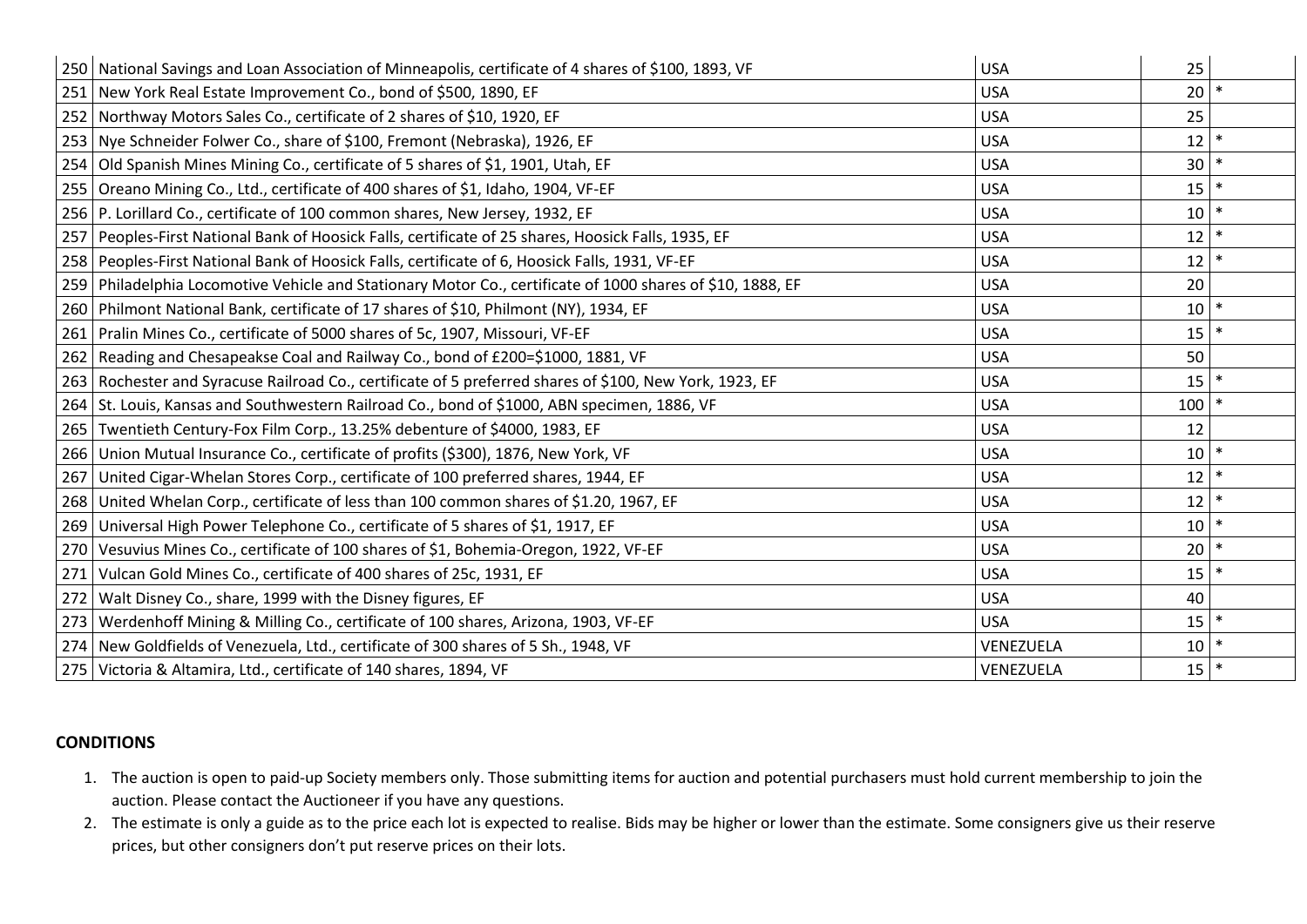| | | | | |
|---|---|---|---|---|
| 250 | National Savings and Loan Association of Minneapolis, certificate of 4 shares of $100, 1893, VF | USA | 25 | |
| 251 | New York Real Estate Improvement Co., bond of $500, 1890, EF | USA | 20 | * |
| 252 | Northway Motors Sales Co., certificate of 2 shares of $10, 1920, EF | USA | 25 | |
| 253 | Nye Schneider Folwer Co., share of $100, Fremont (Nebraska), 1926, EF | USA | 12 | * |
| 254 | Old Spanish Mines Mining Co., certificate of 5 shares of $1, 1901, Utah, EF | USA | 30 | * |
| 255 | Oreano Mining Co., Ltd., certificate of 400 shares of $1, Idaho, 1904, VF-EF | USA | 15 | * |
| 256 | P. Lorillard Co., certificate of 100 common shares, New Jersey, 1932, EF | USA | 10 | * |
| 257 | Peoples-First National Bank of Hoosick Falls, certificate of 25 shares, Hoosick Falls, 1935, EF | USA | 12 | * |
| 258 | Peoples-First National Bank of Hoosick Falls, certificate of 6, Hoosick Falls, 1931, VF-EF | USA | 12 | * |
| 259 | Philadelphia Locomotive Vehicle and Stationary Motor Co., certificate of 1000 shares of $10, 1888, EF | USA | 20 | |
| 260 | Philmont National Bank, certificate of 17 shares of $10, Philmont (NY), 1934, EF | USA | 10 | * |
| 261 | Pralin Mines Co., certificate of 5000 shares of 5c, 1907, Missouri, VF-EF | USA | 15 | * |
| 262 | Reading and Chesapeakse Coal and Railway Co., bond of £200=$1000, 1881, VF | USA | 50 | |
| 263 | Rochester and Syracuse Railroad Co., certificate of 5 preferred shares of $100, New York, 1923, EF | USA | 15 | * |
| 264 | St. Louis, Kansas and Southwestern Railroad Co., bond of $1000, ABN specimen, 1886, VF | USA | 100 | * |
| 265 | Twentieth Century-Fox Film Corp., 13.25% debenture of $4000, 1983, EF | USA | 12 | |
| 266 | Union Mutual Insurance Co., certificate of profits ($300), 1876, New York, VF | USA | 10 | * |
| 267 | United Cigar-Whelan Stores Corp., certificate of 100 preferred shares, 1944, EF | USA | 12 | * |
| 268 | United Whelan Corp., certificate of less than 100 common shares of $1.20, 1967, EF | USA | 12 | * |
| 269 | Universal High Power Telephone Co., certificate of 5 shares of $1, 1917, EF | USA | 10 | * |
| 270 | Vesuvius Mines Co., certificate of 100 shares of $1, Bohemia-Oregon, 1922, VF-EF | USA | 20 | * |
| 271 | Vulcan Gold Mines Co., certificate of 400 shares of 25c, 1931, EF | USA | 15 | * |
| 272 | Walt Disney Co., share, 1999 with the Disney figures, EF | USA | 40 | |
| 273 | Werdenhoff Mining & Milling Co., certificate of 100 shares, Arizona, 1903, VF-EF | USA | 15 | * |
| 274 | New Goldfields of Venezuela, Ltd., certificate of 300 shares of 5 Sh., 1948, VF | VENEZUELA | 10 | * |
| 275 | Victoria & Altamira, Ltd., certificate of 140 shares, 1894, VF | VENEZUELA | 15 | * |

**CONDITIONS**

1. The auction is open to paid-up Society members only. Those submitting items for auction and potential purchasers must hold current membership to join the auction. Please contact the Auctioneer if you have any questions.
2. The estimate is only a guide as to the price each lot is expected to realise. Bids may be higher or lower than the estimate. Some consigners give us their reserve prices, but other consigners don't put reserve prices on their lots.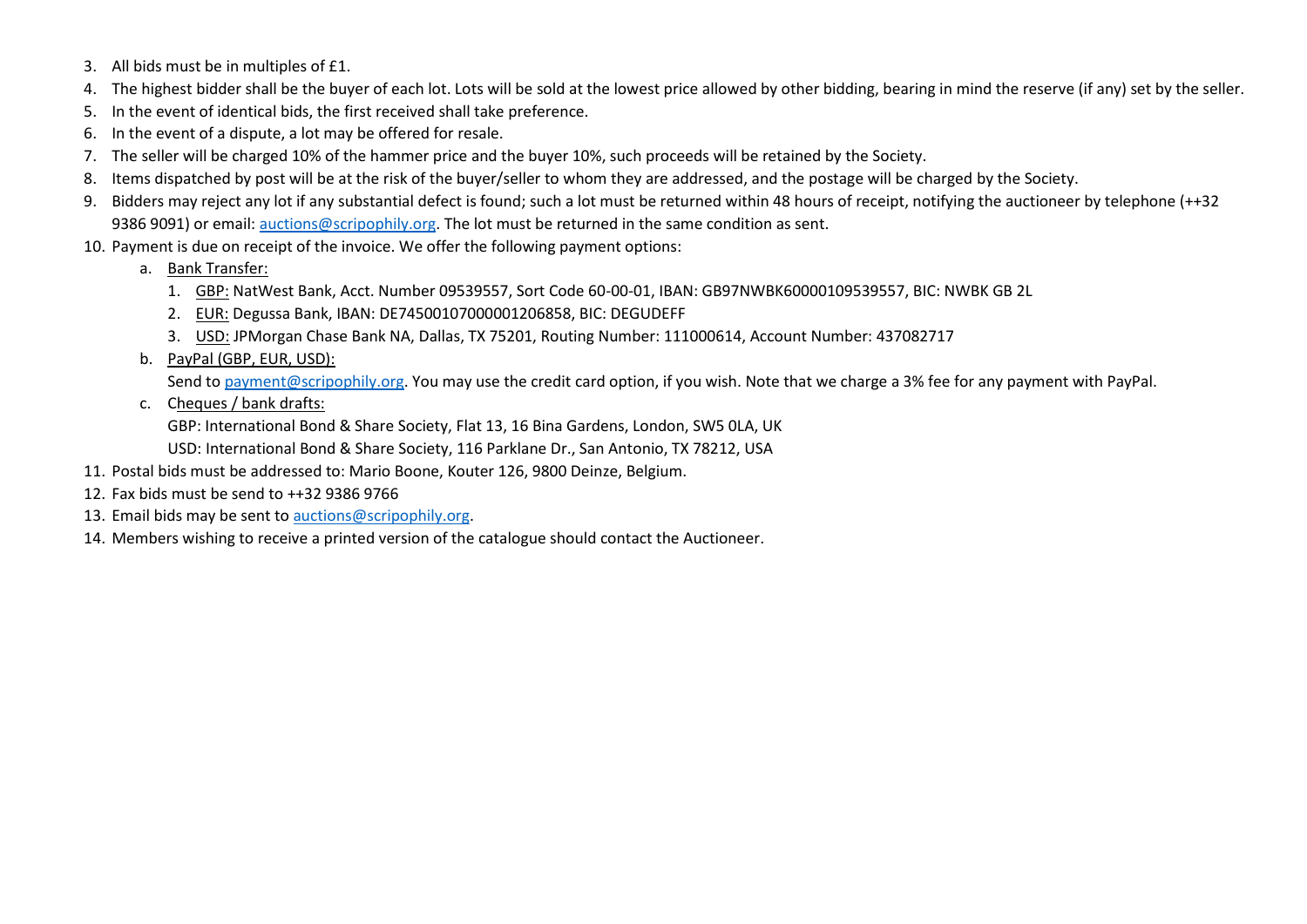3. All bids must be in multiples of £1.
4. The highest bidder shall be the buyer of each lot. Lots will be sold at the lowest price allowed by other bidding, bearing in mind the reserve (if any) set by the seller.
5. In the event of identical bids, the first received shall take preference.
6. In the event of a dispute, a lot may be offered for resale.
7. The seller will be charged 10% of the hammer price and the buyer 10%, such proceeds will be retained by the Society.
8. Items dispatched by post will be at the risk of the buyer/seller to whom they are addressed, and the postage will be charged by the Society.
9. Bidders may reject any lot if any substantial defect is found; such a lot must be returned within 48 hours of receipt, notifying the auctioneer by telephone (++32 9386 9091) or email: auctions@scripophily.org. The lot must be returned in the same condition as sent.
10. Payment is due on receipt of the invoice. We offer the following payment options:
    a. Bank Transfer:
        1. GBP: NatWest Bank, Acct. Number 09539557, Sort Code 60-00-01, IBAN: GB97NWBK60000109539557, BIC: NWBK GB 2L
        2. EUR: Degussa Bank, IBAN: DE74500107000001206858, BIC: DEGUDEFF
        3. USD: JPMorgan Chase Bank NA, Dallas, TX 75201, Routing Number: 111000614, Account Number: 437082717
    b. PayPal (GBP, EUR, USD):
       Send to payment@scripophily.org. You may use the credit card option, if you wish. Note that we charge a 3% fee for any payment with PayPal.
    c. Cheques / bank drafts:
       GBP: International Bond & Share Society, Flat 13, 16 Bina Gardens, London, SW5 0LA, UK
       USD: International Bond & Share Society, 116 Parklane Dr., San Antonio, TX 78212, USA
11. Postal bids must be addressed to: Mario Boone, Kouter 126, 9800 Deinze, Belgium.
12. Fax bids must be send to ++32 9386 9766
13. Email bids may be sent to auctions@scripophily.org.
14. Members wishing to receive a printed version of the catalogue should contact the Auctioneer.